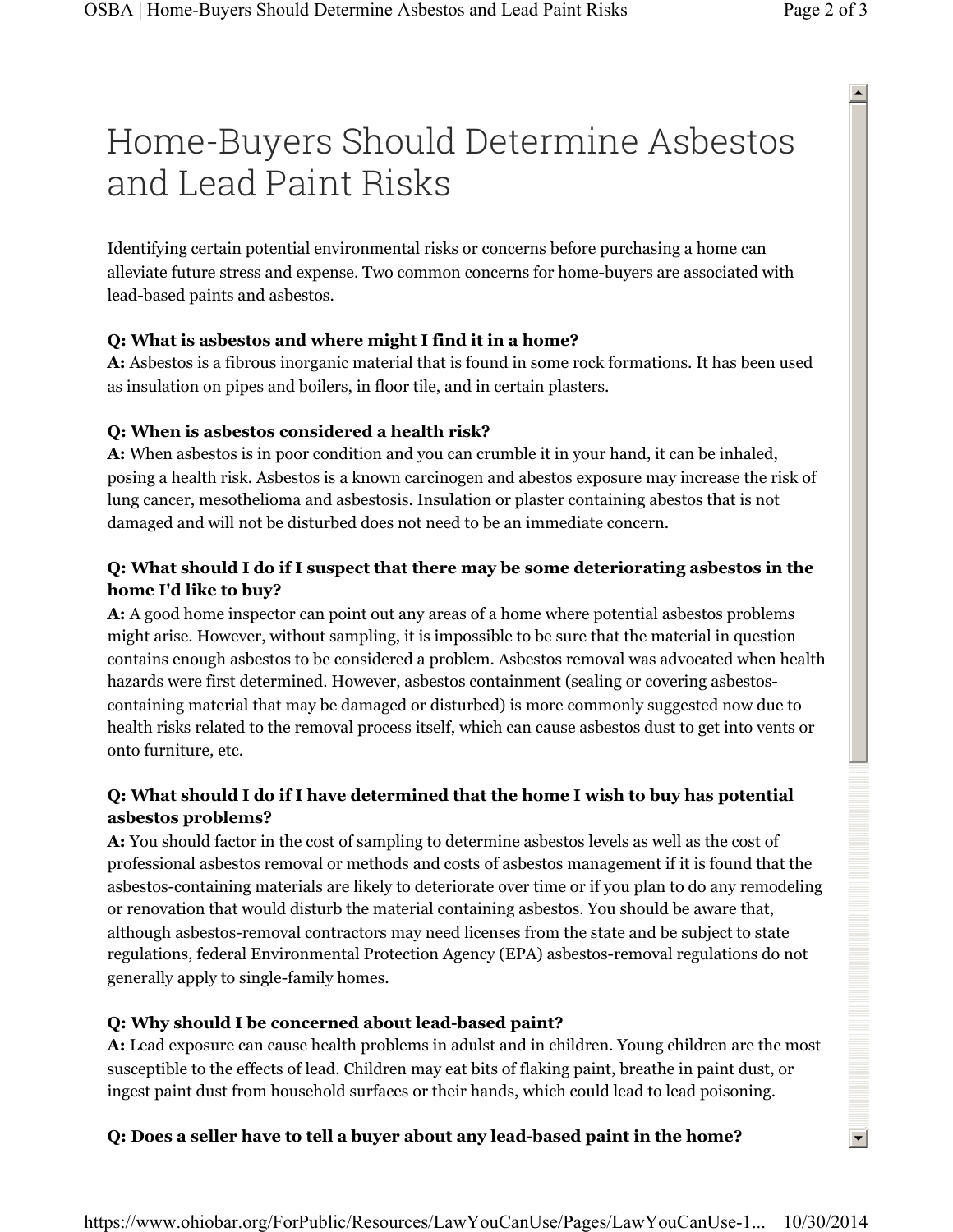# Home-Buyers Should Determine Asbestos and Lead Paint Risks

Identifying certain potential environmental risks or concerns before purchasing a home can alleviate future stress and expense. Two common concerns for home-buyers are associated with lead-based paints and asbestos.

**Q: What is asbestos and where might I find it in a home?**
**A:** Asbestos is a fibrous inorganic material that is found in some rock formations. It has been used as insulation on pipes and boilers, in floor tile, and in certain plasters.

**Q: When is asbestos considered a health risk?**
**A:** When asbestos is in poor condition and you can crumble it in your hand, it can be inhaled, posing a health risk. Asbestos is a known carcinogen and abestos exposure may increase the risk of lung cancer, mesothelioma and asbestosis. Insulation or plaster containing abestos that is not damaged and will not be disturbed does not need to be an immediate concern.

**Q: What should I do if I suspect that there may be some deteriorating asbestos in the home I'd like to buy?**
**A:** A good home inspector can point out any areas of a home where potential asbestos problems might arise. However, without sampling, it is impossible to be sure that the material in question contains enough asbestos to be considered a problem. Asbestos removal was advocated when health hazards were first determined. However, asbestos containment (sealing or covering asbestos-containing material that may be damaged or disturbed) is more commonly suggested now due to health risks related to the removal process itself, which can cause asbestos dust to get into vents or onto furniture, etc.

**Q: What should I do if I have determined that the home I wish to buy has potential asbestos problems?**
**A:** You should factor in the cost of sampling to determine asbestos levels as well as the cost of professional asbestos removal or methods and costs of asbestos management if it is found that the asbestos-containing materials are likely to deteriorate over time or if you plan to do any remodeling or renovation that would disturb the material containing asbestos. You should be aware that, although asbestos-removal contractors may need licenses from the state and be subject to state regulations, federal Environmental Protection Agency (EPA) asbestos-removal regulations do not generally apply to single-family homes.

**Q: Why should I be concerned about lead-based paint?**
**A:** Lead exposure can cause health problems in adulst and in children. Young children are the most susceptible to the effects of lead. Children may eat bits of flaking paint, breathe in paint dust, or ingest paint dust from household surfaces or their hands, which could lead to lead poisoning.

**Q: Does a seller have to tell a buyer about any lead-based paint in the home?**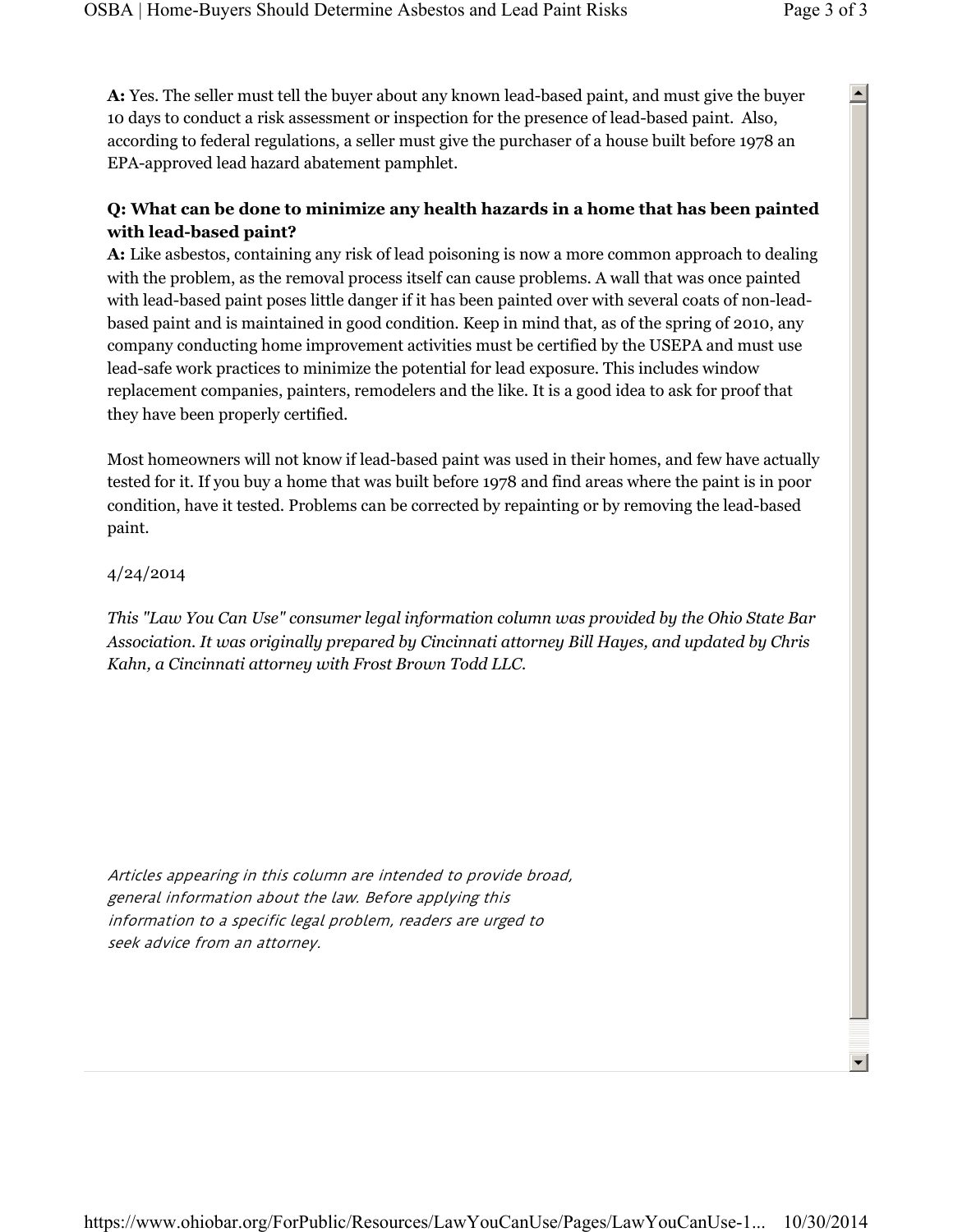**A:** Yes. The seller must tell the buyer about any known lead-based paint, and must give the buyer 10 days to conduct a risk assessment or inspection for the presence of lead-based paint. Also, according to federal regulations, a seller must give the purchaser of a house built before 1978 an EPA-approved lead hazard abatement pamphlet.

**Q: What can be done to minimize any health hazards in a home that has been painted with lead-based paint?**

**A:** Like asbestos, containing any risk of lead poisoning is now a more common approach to dealing with the problem, as the removal process itself can cause problems. A wall that was once painted with lead-based paint poses little danger if it has been painted over with several coats of non-lead-based paint and is maintained in good condition. Keep in mind that, as of the spring of 2010, any company conducting home improvement activities must be certified by the USEPA and must use lead-safe work practices to minimize the potential for lead exposure. This includes window replacement companies, painters, remodelers and the like. It is a good idea to ask for proof that they have been properly certified.

Most homeowners will not know if lead-based paint was used in their homes, and few have actually tested for it. If you buy a home that was built before 1978 and find areas where the paint is in poor condition, have it tested. Problems can be corrected by repainting or by removing the lead-based paint.

4/24/2014

*This "Law You Can Use" consumer legal information column was provided by the Ohio State Bar Association. It was originally prepared by Cincinnati attorney Bill Hayes, and updated by Chris Kahn, a Cincinnati attorney with Frost Brown Todd LLC.*

*Articles appearing in this column are intended to provide broad, general information about the law. Before applying this information to a specific legal problem, readers are urged to seek advice from an attorney.*